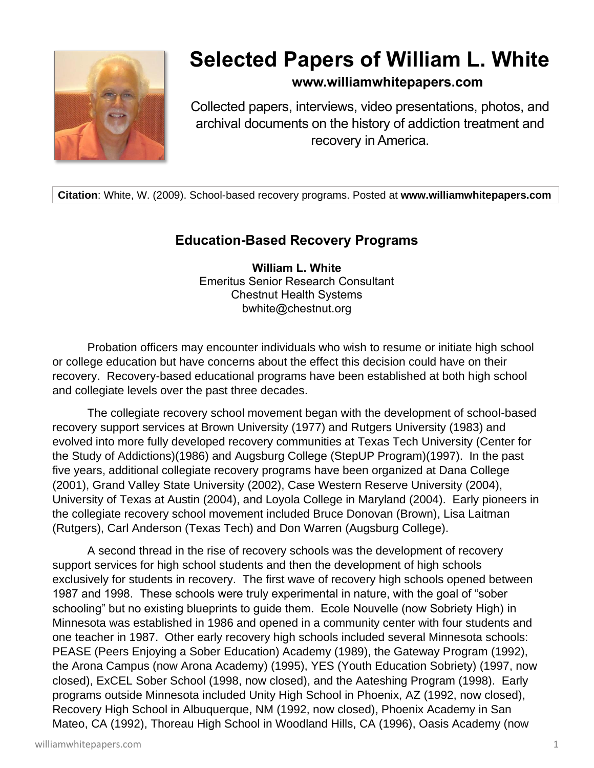# Selected Papers of William L. White

**www.williamwhitepapers.com**

Collected papers, interviews, video presentations, photos, and archival documents on the history of addiction treatment and recovery in America.

**Citation**: White, W. (2009). School-based recovery programs. Posted at **www.williamwhitepapers.com**

## Education-Based Recovery Programs

**William L. White**
Emeritus Senior Research Consultant
Chestnut Health Systems
bwhite@chestnut.org

Probation officers may encounter individuals who wish to resume or initiate high school or college education but have concerns about the effect this decision could have on their recovery. Recovery-based educational programs have been established at both high school and collegiate levels over the past three decades.

The collegiate recovery school movement began with the development of school-based recovery support services at Brown University (1977) and Rutgers University (1983) and evolved into more fully developed recovery communities at Texas Tech University (Center for the Study of Addictions)(1986) and Augsburg College (StepUP Program)(1997). In the past five years, additional collegiate recovery programs have been organized at Dana College (2001), Grand Valley State University (2002), Case Western Reserve University (2004), University of Texas at Austin (2004), and Loyola College in Maryland (2004). Early pioneers in the collegiate recovery school movement included Bruce Donovan (Brown), Lisa Laitman (Rutgers), Carl Anderson (Texas Tech) and Don Warren (Augsburg College).

A second thread in the rise of recovery schools was the development of recovery support services for high school students and then the development of high schools exclusively for students in recovery. The first wave of recovery high schools opened between 1987 and 1998. These schools were truly experimental in nature, with the goal of "sober schooling" but no existing blueprints to guide them. Ecole Nouvelle (now Sobriety High) in Minnesota was established in 1986 and opened in a community center with four students and one teacher in 1987. Other early recovery high schools included several Minnesota schools: PEASE (Peers Enjoying a Sober Education) Academy (1989), the Gateway Program (1992), the Arona Campus (now Arona Academy) (1995), YES (Youth Education Sobriety) (1997, now closed), ExCEL Sober School (1998, now closed), and the Aateshing Program (1998). Early programs outside Minnesota included Unity High School in Phoenix, AZ (1992, now closed), Recovery High School in Albuquerque, NM (1992, now closed), Phoenix Academy in San Mateo, CA (1992), Thoreau High School in Woodland Hills, CA (1996), Oasis Academy (now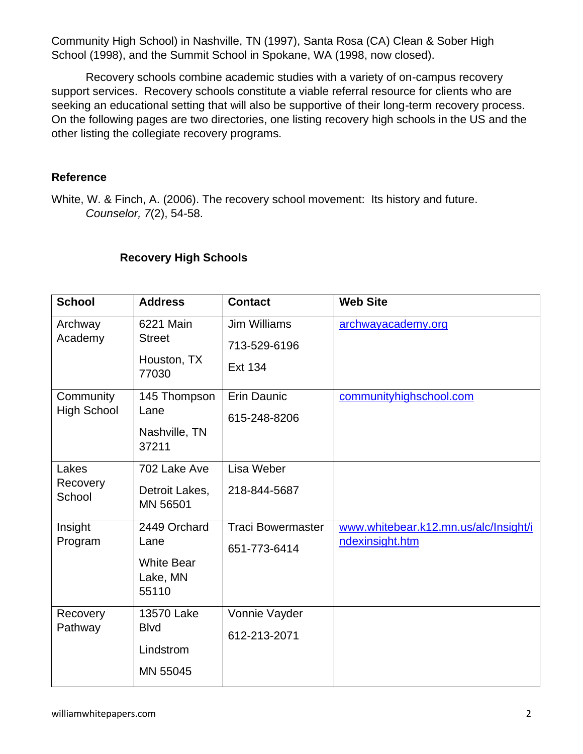Community High School) in Nashville, TN (1997), Santa Rosa (CA) Clean & Sober High School (1998), and the Summit School in Spokane, WA (1998, now closed).

Recovery schools combine academic studies with a variety of on-campus recovery support services. Recovery schools constitute a viable referral resource for clients who are seeking an educational setting that will also be supportive of their long-term recovery process. On the following pages are two directories, one listing recovery high schools in the US and the other listing the collegiate recovery programs.

**Reference**

White, W. & Finch, A. (2006). The recovery school movement: Its history and future. *Counselor, 7*(2), 54-58.

**Recovery High Schools**

| School | Address | Contact | Web Site |
|---|---|---|---|
| Archway Academy | 6221 Main Street<br>Houston, TX 77030 | Jim Williams<br>713-529-6196<br>Ext 134 | archwayacademy.org |
| Community High School | 145 Thompson Lane<br>Nashville, TN 37211 | Erin Daunic<br>615-248-8206 | communityhighschool.com |
| Lakes Recovery School | 702 Lake Ave<br>Detroit Lakes, MN 56501 | Lisa Weber<br>218-844-5687 | |
| Insight Program | 2449 Orchard Lane<br>White Bear Lake, MN 55110 | Traci Bowermaster<br>651-773-6414 | www.whitebear.k12.mn.us/alc/Insight/indexinsight.htm |
| Recovery Pathway | 13570 Lake Blvd<br>Lindstrom<br>MN 55045 | Vonnie Vayder<br>612-213-2071 | |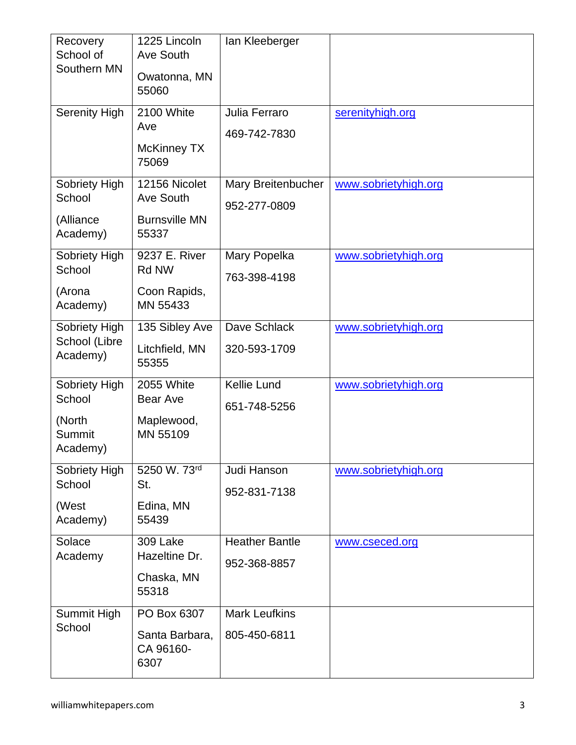| | | | |
|---|---|---|---|
| Recovery School of Southern MN | 1225 Lincoln Ave South<br>Owatonna, MN 55060 | Ian Kleeberger | |
| Serenity High | 2100 White Ave<br>McKinney TX 75069 | Julia Ferraro<br>469-742-7830 | serenityhigh.org |
| Sobriety High School<br>(Alliance Academy) | 12156 Nicolet Ave South<br>Burnsville MN 55337 | Mary Breitenbucher<br>952-277-0809 | www.sobrietyhigh.org |
| Sobriety High School<br>(Arona Academy) | 9237 E. River Rd NW<br>Coon Rapids, MN 55433 | Mary Popelka<br>763-398-4198 | www.sobrietyhigh.org |
| Sobriety High School (Libre Academy) | 135 Sibley Ave<br>Litchfield, MN 55355 | Dave Schlack<br>320-593-1709 | www.sobrietyhigh.org |
| Sobriety High School<br>(North Summit Academy) | 2055 White Bear Ave<br>Maplewood, MN 55109 | Kellie Lund<br>651-748-5256 | www.sobrietyhigh.org |
| Sobriety High School<br>(West Academy) | 5250 W. 73rd St.<br>Edina, MN 55439 | Judi Hanson<br>952-831-7138 | www.sobrietyhigh.org |
| Solace Academy | 309 Lake Hazeltine Dr.<br>Chaska, MN 55318 | Heather Bantle<br>952-368-8857 | www.cseced.org |
| Summit High School | PO Box 6307<br>Santa Barbara, CA 96160-6307 | Mark Leufkins<br>805-450-6811 | |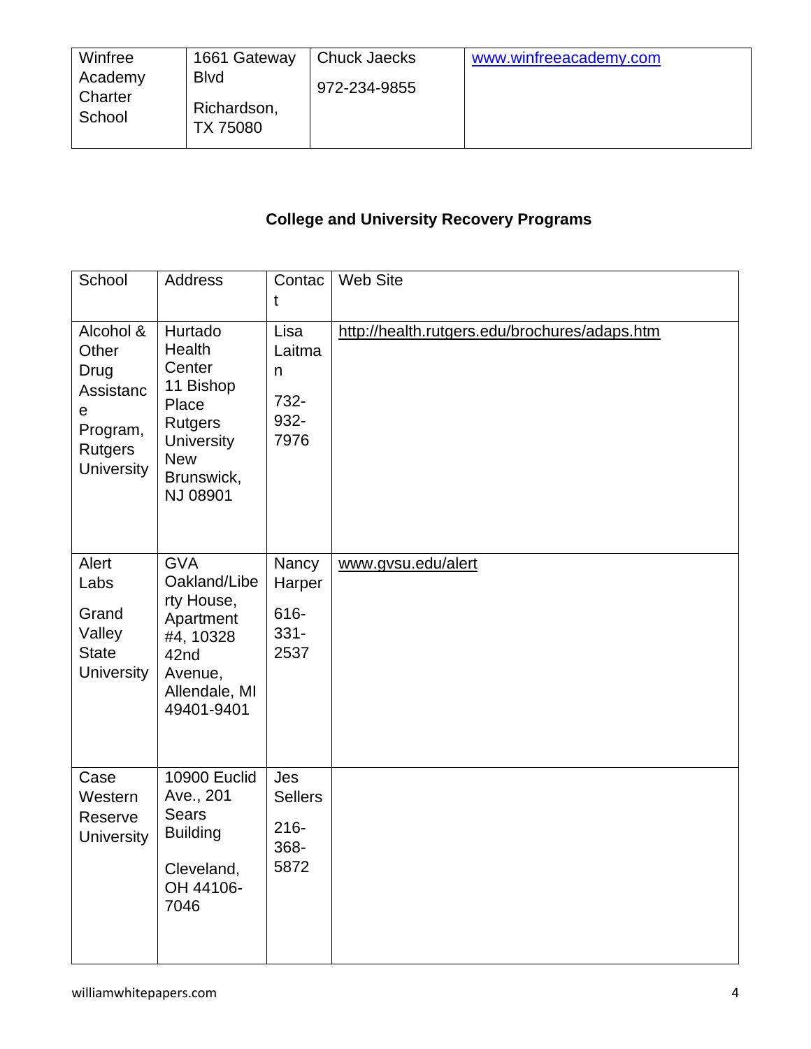| Winfree Academy Charter School | 1661 Gateway Blvd Richardson, TX 75080 | Chuck Jaecks 972-234-9855 | www.winfreeacademy.com |
|---|---|---|---|

## College and University Recovery Programs

| School | Address | Contact | Web Site |
|---|---|---|---|
| Alcohol & Other Drug Assistance Program, Rutgers University | Hurtado Health Center 11 Bishop Place Rutgers University New Brunswick, NJ 08901 | Lisa Laitman 732-932-7976 | http://health.rutgers.edu/brochures/adaps.htm |
| Alert Labs Grand Valley State University | GVA Oakland/Liberty House, Apartment #4, 10328 42nd Avenue, Allendale, MI 49401-9401 | Nancy Harper 616-331-2537 | www.gvsu.edu/alert |
| Case Western Reserve University | 10900 Euclid Ave., 201 Sears Building Cleveland, OH 44106-7046 | Jes Sellers 216-368-5872 | |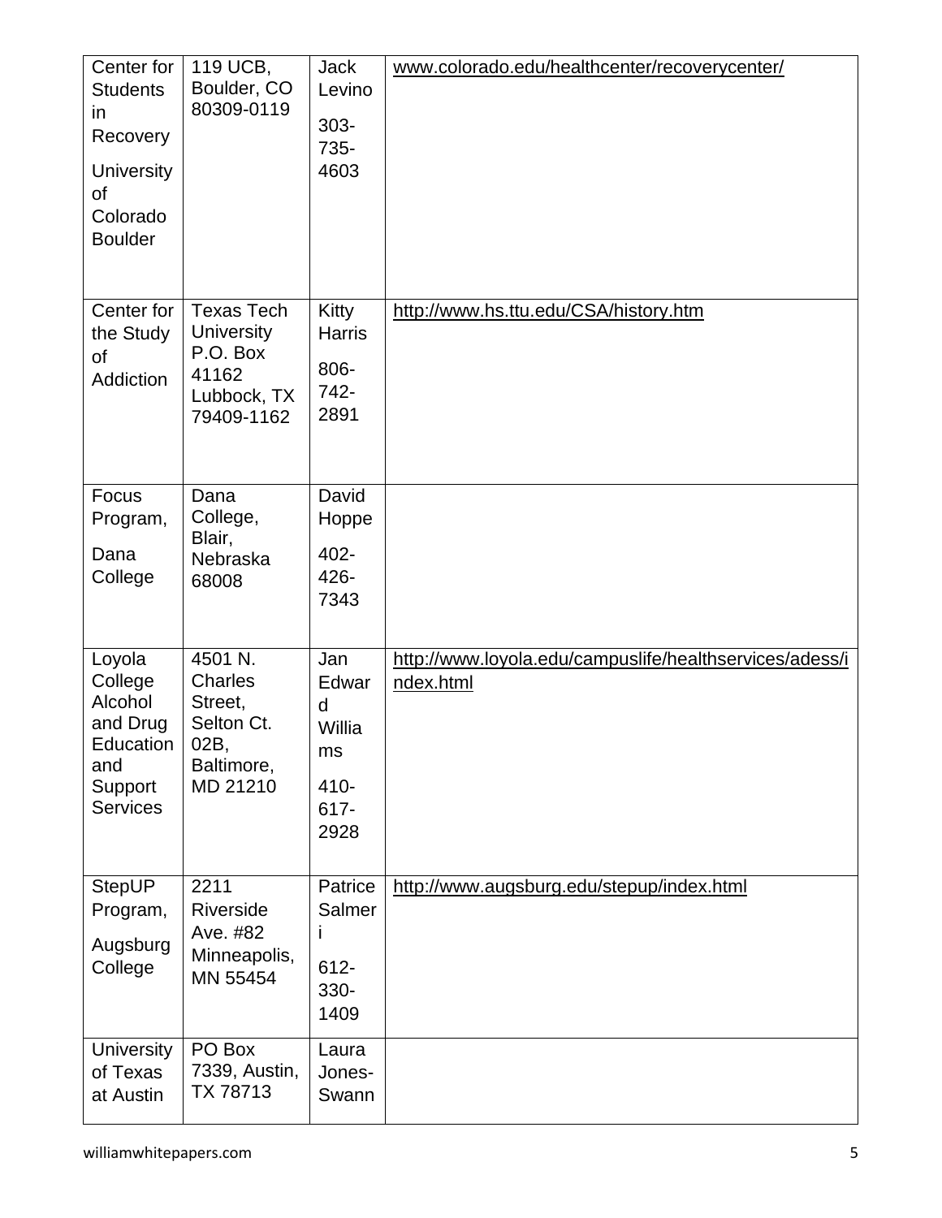| | | | |
|---|---|---|---|
| Center for Students in Recovery University of Colorado Boulder | 119 UCB, Boulder, CO 80309-0119 | Jack Levino 303-735-4603 | www.colorado.edu/healthcenter/recoverycenter/ |
| Center for the Study of Addiction | Texas Tech University P.O. Box 41162 Lubbock, TX 79409-1162 | Kitty Harris 806-742-2891 | http://www.hs.ttu.edu/CSA/history.htm |
| Focus Program, Dana College | Dana College, Blair, Nebraska 68008 | David Hoppe 402-426-7343 | |
| Loyola College Alcohol and Drug Education and Support Services | 4501 N. Charles Street, Selton Ct. 02B, Baltimore, MD 21210 | Jan Edward Williams 410-617-2928 | http://www.loyola.edu/campuslife/healthservices/adess/index.html |
| StepUP Program, Augsburg College | 2211 Riverside Ave. #82 Minneapolis, MN 55454 | Patrice Salmeri 612-330-1409 | http://www.augsburg.edu/stepup/index.html |
| University of Texas at Austin | PO Box 7339, Austin, TX 78713 | Laura Jones-Swann | |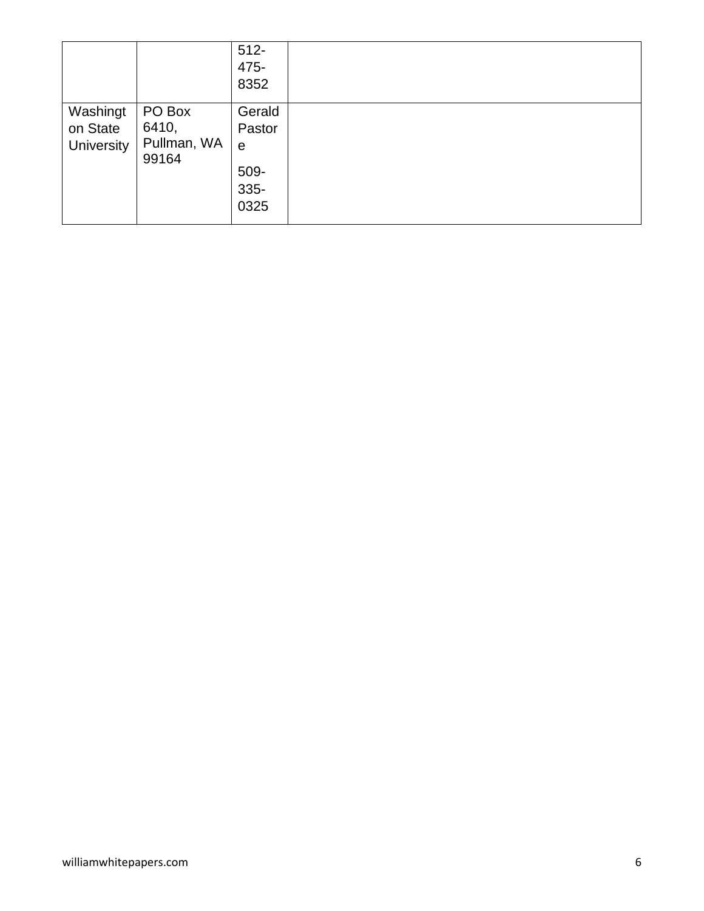| | | | |
|---|---|---|---|
| | | 512-475-8352 | |
| Washington State University | PO Box 6410, Pullman, WA 99164 | Gerald Pastore<br>509-335-0325 | |